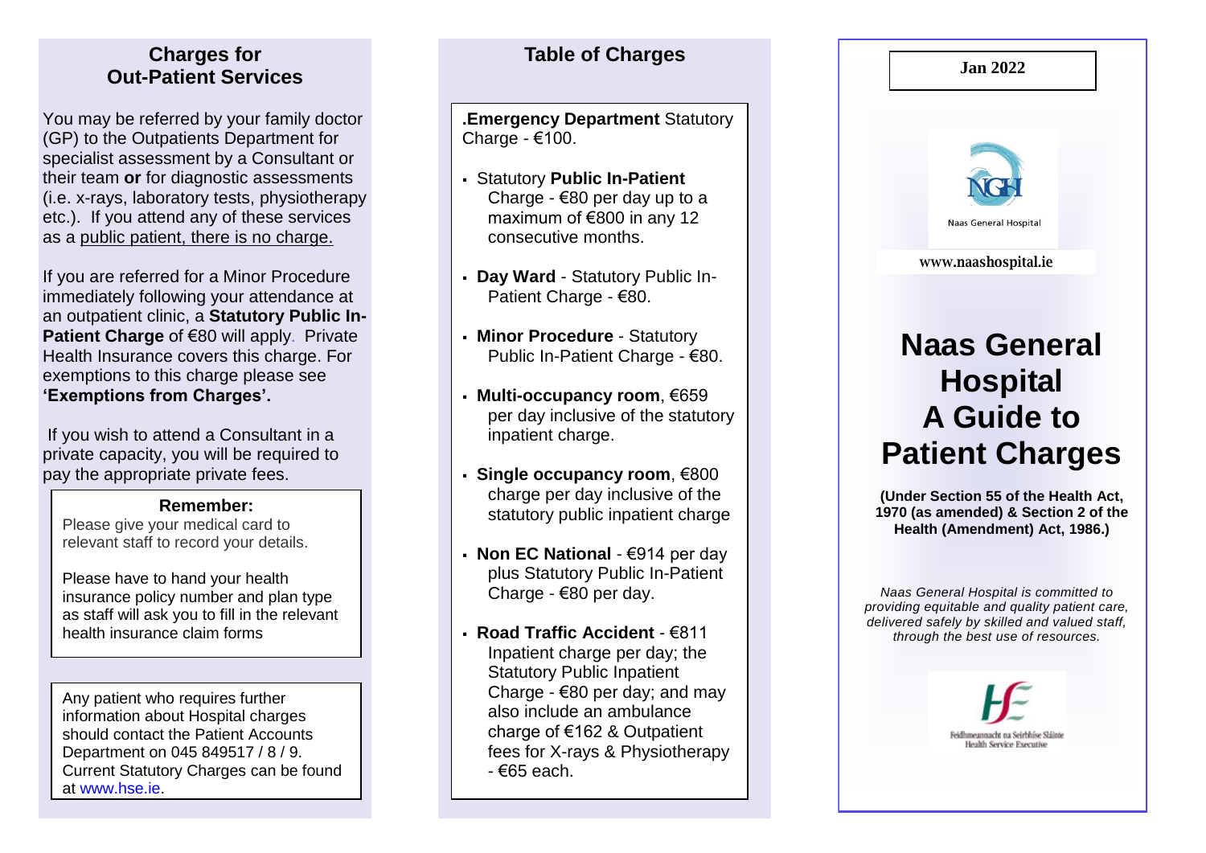## Charges for Out-Patient Services

You may be referred by your family doctor (GP) to the Outpatients Department for specialist assessment by a Consultant or their team **or** for diagnostic assessments (i.e. x-rays, laboratory tests, physiotherapy etc.). If you attend any of these services as a public patient, there is no charge.

If you are referred for a Minor Procedure immediately following your attendance at an outpatient clinic, a **Statutory Public In-Patient Charge** of €80 will apply. Private Health Insurance covers this charge. For exemptions to this charge please see **'Exemptions from Charges'.**

If you wish to attend a Consultant in a private capacity, you will be required to pay the appropriate private fees.

**Remember:**

Please give your medical card to relevant staff to record your details.

Please have to hand your health insurance policy number and plan type as staff will ask you to fill in the relevant health insurance claim forms

Any patient who requires further information about Hospital charges should contact the Patient Accounts Department on 045 849517 / 8 / 9. Current Statutory Charges can be found at www.hse.ie.

## Table of Charges

.**Emergency Department** Statutory Charge - €100.

- Statutory **Public In-Patient** Charge - €80 per day up to a maximum of €800 in any 12 consecutive months.
- **Day Ward** - Statutory Public In-Patient Charge - €80.
- **Minor Procedure** - Statutory Public In-Patient Charge - €80.
- **Multi-occupancy room**, €659 per day inclusive of the statutory inpatient charge.
- **Single occupancy room**, €800 charge per day inclusive of the statutory public inpatient charge
- **Non EC National** - €914 per day plus Statutory Public In-Patient Charge - €80 per day.
- **Road Traffic Accident** - €811 Inpatient charge per day; the Statutory Public Inpatient Charge - €80 per day; and may also include an ambulance charge of €162 & Outpatient fees for X-rays & Physiotherapy - €65 each.

**Jan 2022**

Naas General Hospital

www.naashospital.ie

# Naas General Hospital A Guide to Patient Charges

**(Under Section 55 of the Health Act, 1970 (as amended) & Section 2 of the Health (Amendment) Act, 1986.)**

*Naas General Hospital is committed to providing equitable and quality patient care, delivered safely by skilled and valued staff, through the best use of resources.*

Feidhmeannacht na Seirbhíse Sláinte
Health Service Executive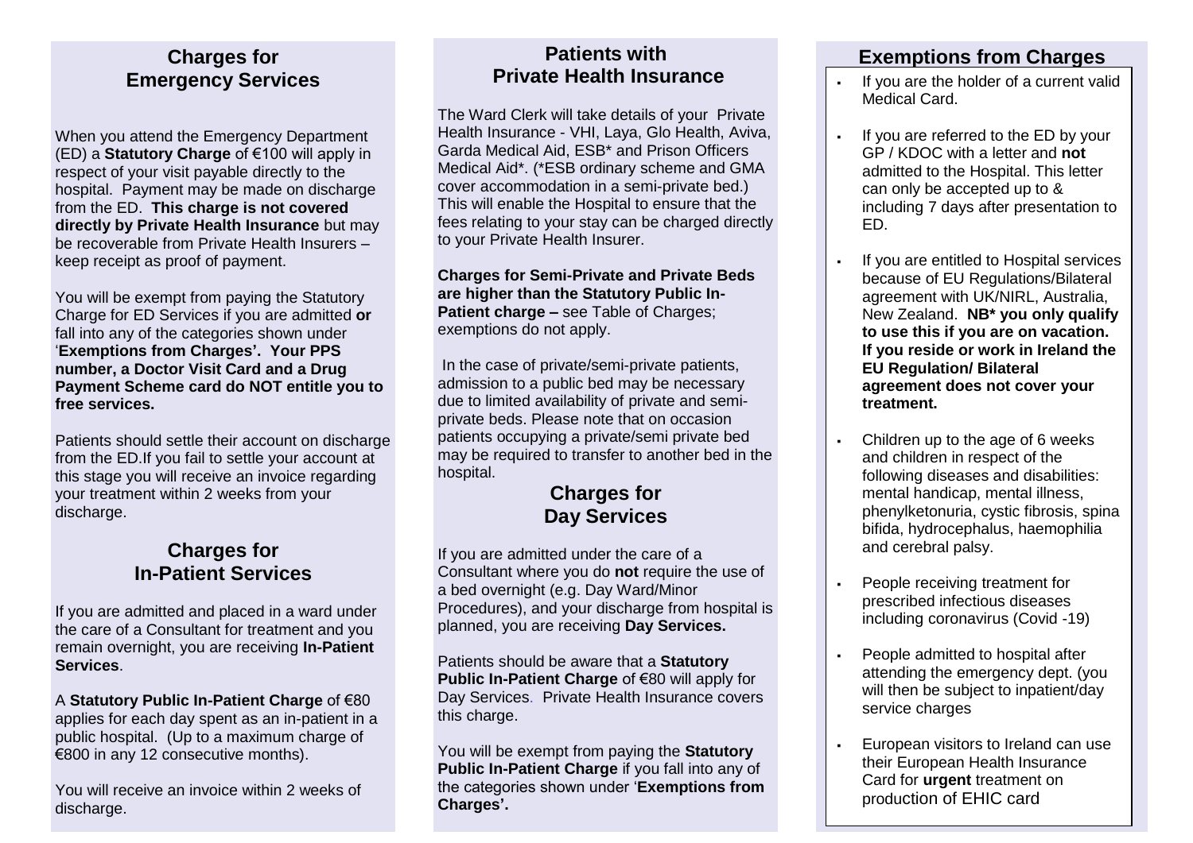## Charges for Emergency Services

When you attend the Emergency Department (ED) a **Statutory Charge** of €100 will apply in respect of your visit payable directly to the hospital. Payment may be made on discharge from the ED. **This charge is not covered directly by Private Health Insurance** but may be recoverable from Private Health Insurers – keep receipt as proof of payment.

You will be exempt from paying the Statutory Charge for ED Services if you are admitted **or** fall into any of the categories shown under '**Exemptions from Charges'. Your PPS number, a Doctor Visit Card and a Drug Payment Scheme card do NOT entitle you to free services.**

Patients should settle their account on discharge from the ED.If you fail to settle your account at this stage you will receive an invoice regarding your treatment within 2 weeks from your discharge.

## Charges for In-Patient Services

If you are admitted and placed in a ward under the care of a Consultant for treatment and you remain overnight, you are receiving **In-Patient Services**.

A **Statutory Public In-Patient Charge** of €80 applies for each day spent as an in-patient in a public hospital. (Up to a maximum charge of €800 in any 12 consecutive months).

You will receive an invoice within 2 weeks of discharge.

## Patients with Private Health Insurance

The Ward Clerk will take details of your Private Health Insurance - VHI, Laya, Glo Health, Aviva, Garda Medical Aid, ESB* and Prison Officers Medical Aid*. (*ESB ordinary scheme and GMA cover accommodation in a semi-private bed.) This will enable the Hospital to ensure that the fees relating to your stay can be charged directly to your Private Health Insurer.

**Charges for Semi-Private and Private Beds are higher than the Statutory Public In-Patient charge –** see Table of Charges; exemptions do not apply.

In the case of private/semi-private patients, admission to a public bed may be necessary due to limited availability of private and semi-private beds. Please note that on occasion patients occupying a private/semi private bed may be required to transfer to another bed in the hospital.

## Charges for Day Services

If you are admitted under the care of a Consultant where you do **not** require the use of a bed overnight (e.g. Day Ward/Minor Procedures), and your discharge from hospital is planned, you are receiving **Day Services.**

Patients should be aware that a **Statutory Public In-Patient Charge** of €80 will apply for Day Services. Private Health Insurance covers this charge.

You will be exempt from paying the **Statutory Public In-Patient Charge** if you fall into any of the categories shown under '**Exemptions from Charges'.**

## Exemptions from Charges

- If you are the holder of a current valid Medical Card.
- If you are referred to the ED by your GP / KDOC with a letter and **not** admitted to the Hospital. This letter can only be accepted up to & including 7 days after presentation to ED.
- If you are entitled to Hospital services because of EU Regulations/Bilateral agreement with UK/NIRL, Australia, New Zealand. **NB* you only qualify to use this if you are on vacation. If you reside or work in Ireland the EU Regulation/ Bilateral agreement does not cover your treatment.**
- Children up to the age of 6 weeks and children in respect of the following diseases and disabilities: mental handicap, mental illness, phenylketonuria, cystic fibrosis, spina bifida, hydrocephalus, haemophilia and cerebral palsy.
- People receiving treatment for prescribed infectious diseases including coronavirus (Covid -19)
- People admitted to hospital after attending the emergency dept. (you will then be subject to inpatient/day service charges
- European visitors to Ireland can use their European Health Insurance Card for **urgent** treatment on production of EHIC card